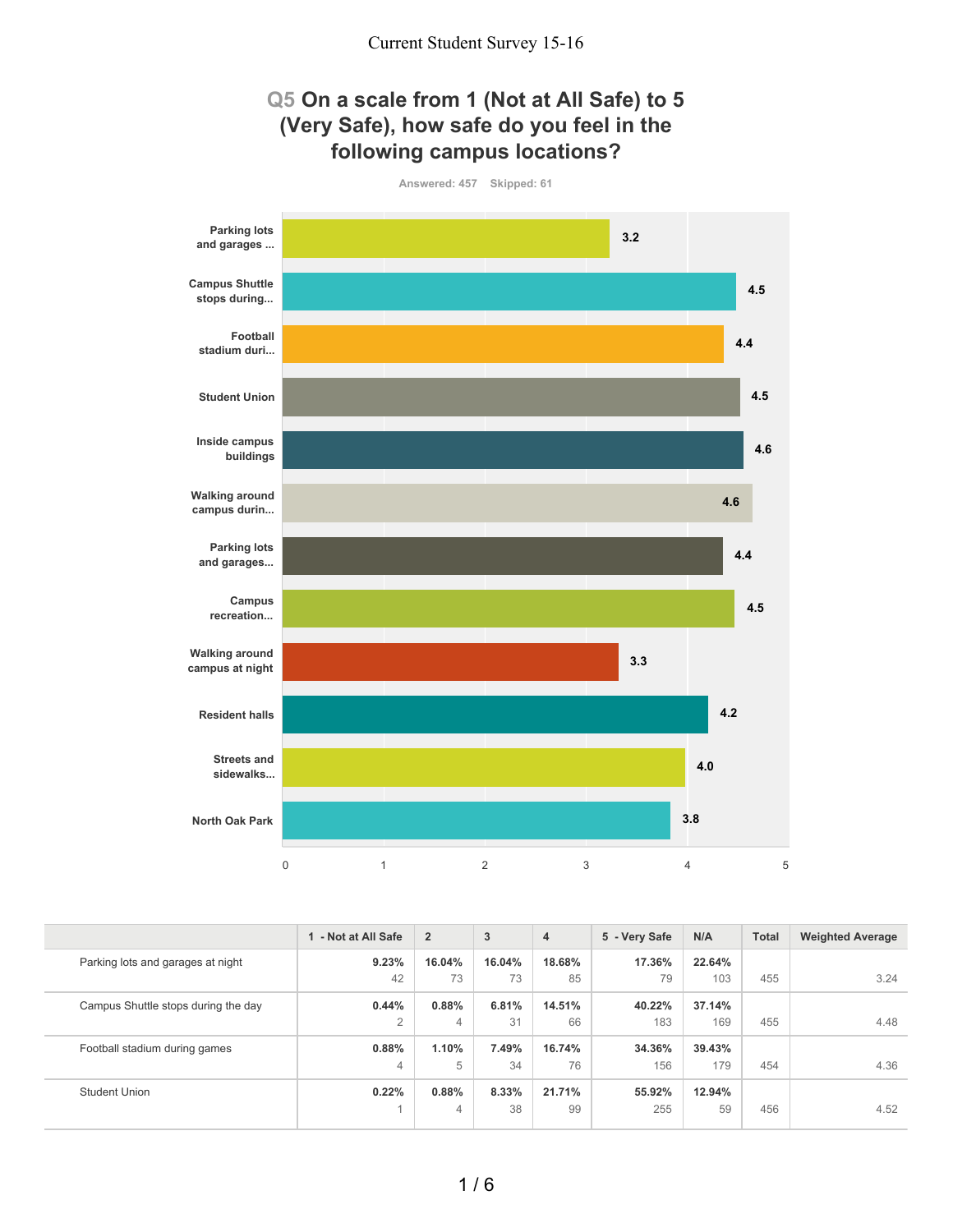Current Student Survey 15-16

## Q5 On a scale from 1 (Not at All Safe) to 5 (Very Safe), how safe do you feel in the following campus locations?

Answered: 457 Skipped: 61

| Location | Average |
|---|---|
| Parking lots and garages ... | 3.2 |
| Campus Shuttle stops during... | 4.5 |
| Football stadium duri... | 4.4 |
| Student Union | 4.5 |
| Inside campus buildings | 4.6 |
| Walking around campus durin... | 4.6 |
| Parking lots and garages... | 4.4 |
| Campus recreation... | 4.5 |
| Walking around campus at night | 3.3 |
| Resident halls | 4.2 |
| Streets and sidewalks... | 4.0 |
| North Oak Park | 3.8 |

| | 1 - Not at All Safe | 2 | 3 | 4 | 5 - Very Safe | N/A | Total | Weighted Average |
|---|---|---|---|---|---|---|---|---|
| Parking lots and garages at night | **9.23%** 42 | **16.04%** 73 | **16.04%** 73 | **18.68%** 85 | **17.36%** 79 | **22.64%** 103 | 455 | 3.24 |
| Campus Shuttle stops during the day | **0.44%** 2 | **0.88%** 4 | **6.81%** 31 | **14.51%** 66 | **40.22%** 183 | **37.14%** 169 | 455 | 4.48 |
| Football stadium during games | **0.88%** 4 | **1.10%** 5 | **7.49%** 34 | **16.74%** 76 | **34.36%** 156 | **39.43%** 179 | 454 | 4.36 |
| Student Union | **0.22%** 1 | **0.88%** 4 | **8.33%** 38 | **21.71%** 99 | **55.92%** 255 | **12.94%** 59 | 456 | 4.52 |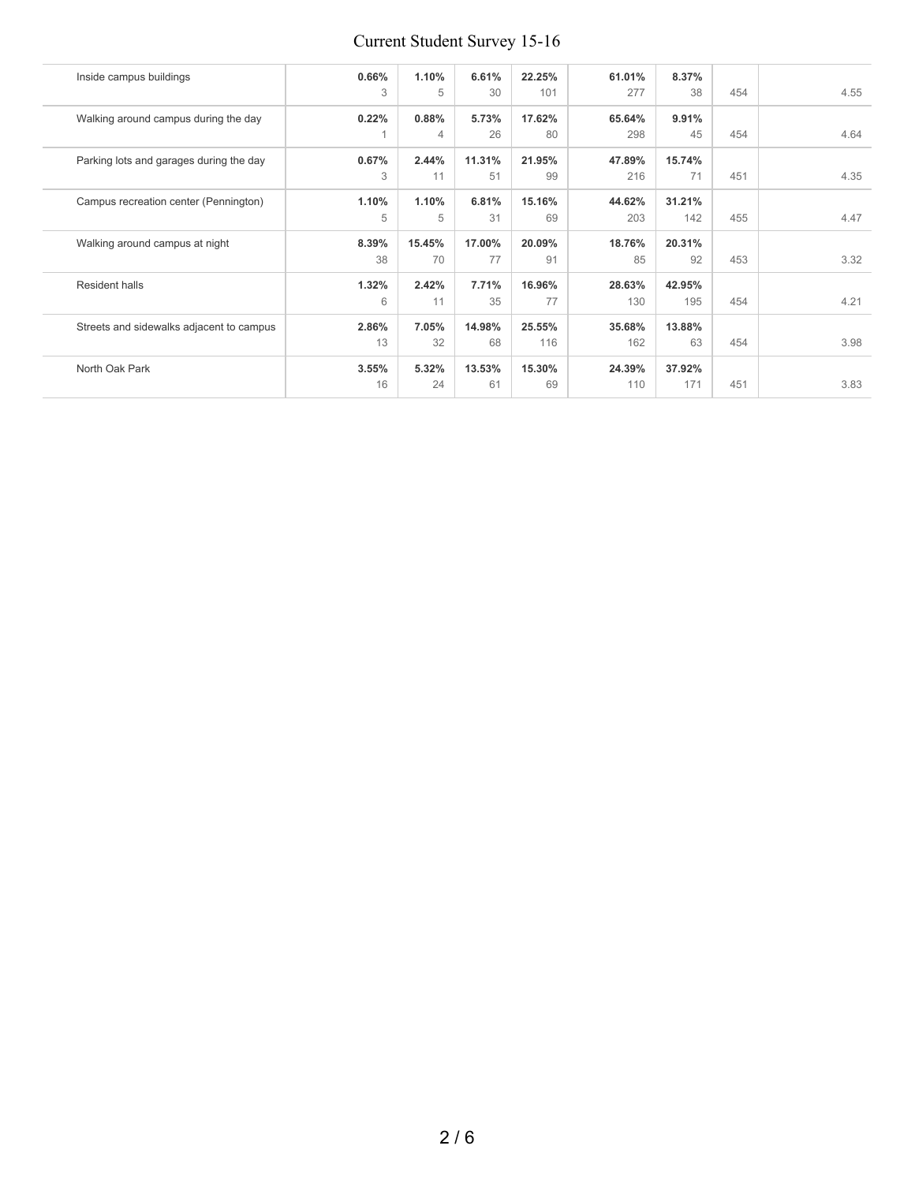| | | | | | | | | |
|---|---|---|---|---|---|---|---|---|
| Inside campus buildings | **0.66%** 3 | **1.10%** 5 | **6.61%** 30 | **22.25%** 101 | **61.01%** 277 | **8.37%** 38 | 454 | 4.55 |
| Walking around campus during the day | **0.22%** 1 | **0.88%** 4 | **5.73%** 26 | **17.62%** 80 | **65.64%** 298 | **9.91%** 45 | 454 | 4.64 |
| Parking lots and garages during the day | **0.67%** 3 | **2.44%** 11 | **11.31%** 51 | **21.95%** 99 | **47.89%** 216 | **15.74%** 71 | 451 | 4.35 |
| Campus recreation center (Pennington) | **1.10%** 5 | **1.10%** 5 | **6.81%** 31 | **15.16%** 69 | **44.62%** 203 | **31.21%** 142 | 455 | 4.47 |
| Walking around campus at night | **8.39%** 38 | **15.45%** 70 | **17.00%** 77 | **20.09%** 91 | **18.76%** 85 | **20.31%** 92 | 453 | 3.32 |
| Resident halls | **1.32%** 6 | **2.42%** 11 | **7.71%** 35 | **16.96%** 77 | **28.63%** 130 | **42.95%** 195 | 454 | 4.21 |
| Streets and sidewalks adjacent to campus | **2.86%** 13 | **7.05%** 32 | **14.98%** 68 | **25.55%** 116 | **35.68%** 162 | **13.88%** 63 | 454 | 3.98 |
| North Oak Park | **3.55%** 16 | **5.32%** 24 | **13.53%** 61 | **15.30%** 69 | **24.39%** 110 | **37.92%** 171 | 451 | 3.83 |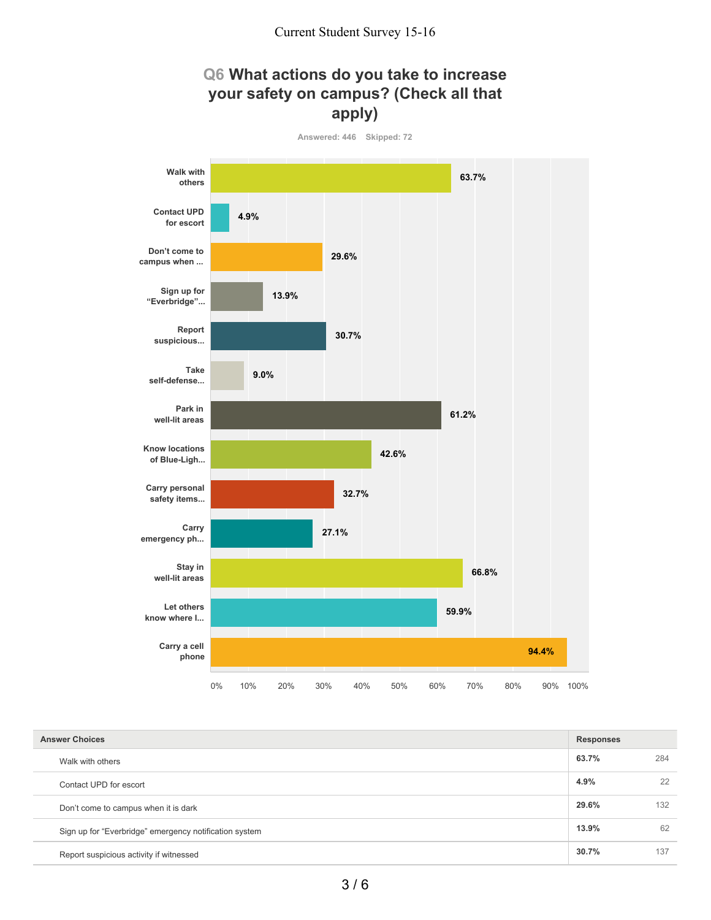# Q6 What actions do you take to increase your safety on campus? (Check all that apply)

Answered: 446    Skipped: 72

| Answer Choice | Percentage |
|---|---|
| Walk with others | 63.7% |
| Contact UPD for escort | 4.9% |
| Don't come to campus when ... | 29.6% |
| Sign up for "Everbridge"... | 13.9% |
| Report suspicious... | 30.7% |
| Take self-defense... | 9.0% |
| Park in well-lit areas | 61.2% |
| Know locations of Blue-Ligh... | 42.6% |
| Carry personal safety items... | 32.7% |
| Carry emergency ph... | 27.1% |
| Stay in well-lit areas | 66.8% |
| Let others know where I... | 59.9% |
| Carry a cell phone | 94.4% |

| Answer Choices | Responses | |
|---|---|---|
| Walk with others | 63.7% | 284 |
| Contact UPD for escort | 4.9% | 22 |
| Don't come to campus when it is dark | 29.6% | 132 |
| Sign up for "Everbridge" emergency notification system | 13.9% | 62 |
| Report suspicious activity if witnessed | 30.7% | 137 |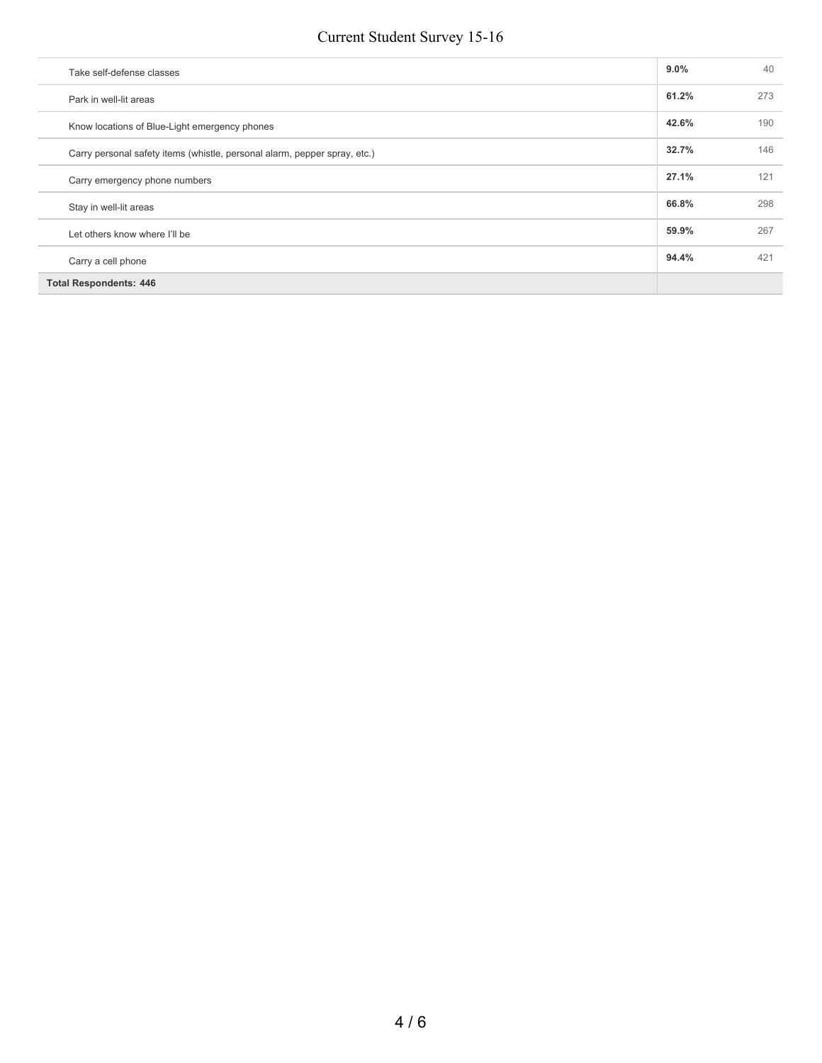| | | |
|---|---|---|
| Take self-defense classes | **9.0%** | 40 |
| Park in well-lit areas | **61.2%** | 273 |
| Know locations of Blue-Light emergency phones | **42.6%** | 190 |
| Carry personal safety items (whistle, personal alarm, pepper spray, etc.) | **32.7%** | 146 |
| Carry emergency phone numbers | **27.1%** | 121 |
| Stay in well-lit areas | **66.8%** | 298 |
| Let others know where I'll be | **59.9%** | 267 |
| Carry a cell phone | **94.4%** | 421 |
| **Total Respondents: 446** | | |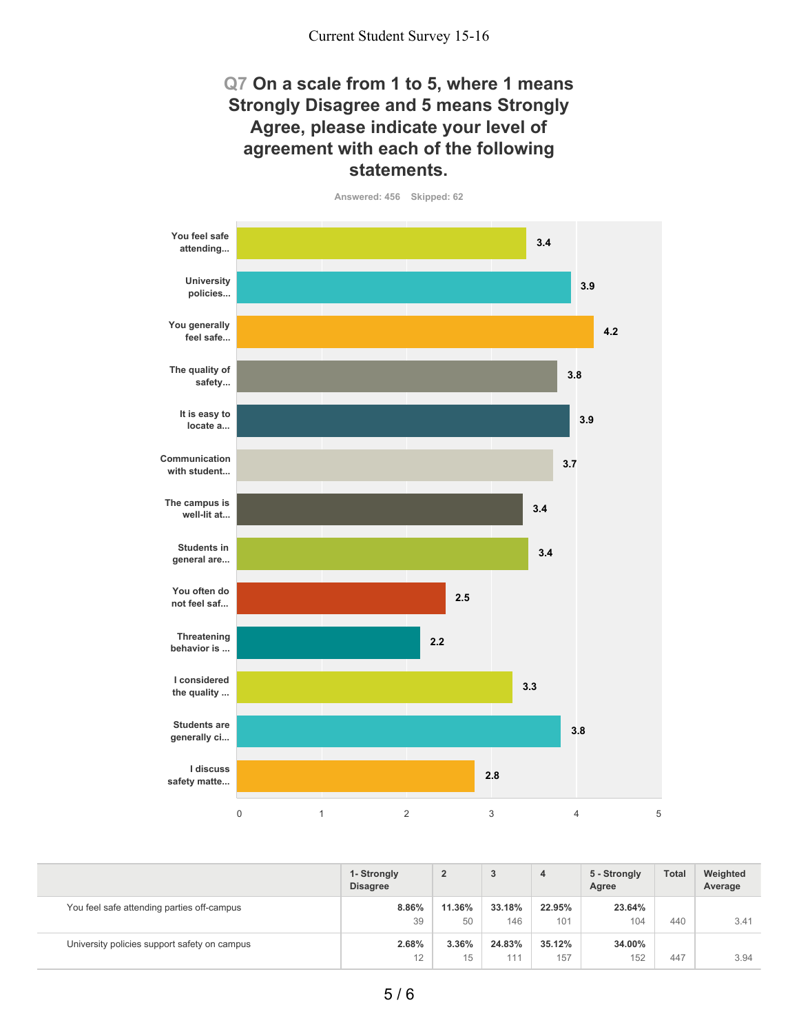Current Student Survey 15-16

## Q7 On a scale from 1 to 5, where 1 means Strongly Disagree and 5 means Strongly Agree, please indicate your level of agreement with each of the following statements.

Answered: 456 Skipped: 62

| Statement | Weighted Average |
|---|---|
| You feel safe attending... | 3.4 |
| University policies... | 3.9 |
| You generally feel safe... | 4.2 |
| The quality of safety... | 3.8 |
| It is easy to locate a... | 3.9 |
| Communication with student... | 3.7 |
| The campus is well-lit at... | 3.4 |
| Students in general are... | 3.4 |
| You often do not feel saf... | 2.5 |
| Threatening behavior is ... | 2.2 |
| I considered the quality ... | 3.3 |
| Students are generally ci... | 3.8 |
| I discuss safety matte... | 2.8 |

| | 1- Strongly Disagree | 2 | 3 | 4 | 5 - Strongly Agree | Total | Weighted Average |
|---|---|---|---|---|---|---|---|
| You feel safe attending parties off-campus | 8.86% 39 | 11.36% 50 | 33.18% 146 | 22.95% 101 | 23.64% 104 | 440 | 3.41 |
| University policies support safety on campus | 2.68% 12 | 3.36% 15 | 24.83% 111 | 35.12% 157 | 34.00% 152 | 447 | 3.94 |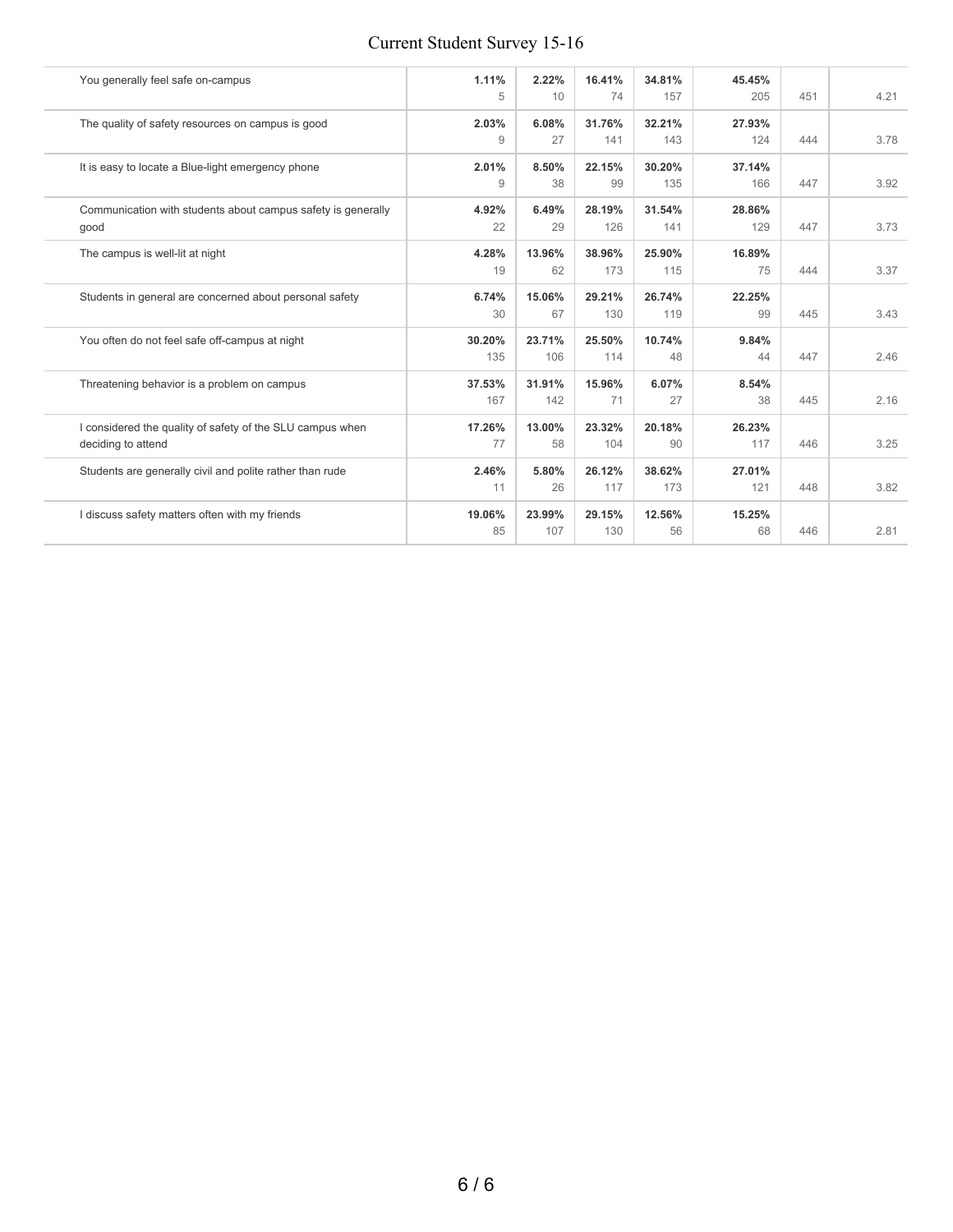| | | | | | | | |
|---|---|---|---|---|---|---|---|
| You generally feel safe on-campus | **1.11%**<br>5 | **2.22%**<br>10 | **16.41%**<br>74 | **34.81%**<br>157 | **45.45%**<br>205 | 451 | 4.21 |
| The quality of safety resources on campus is good | **2.03%**<br>9 | **6.08%**<br>27 | **31.76%**<br>141 | **32.21%**<br>143 | **27.93%**<br>124 | 444 | 3.78 |
| It is easy to locate a Blue-light emergency phone | **2.01%**<br>9 | **8.50%**<br>38 | **22.15%**<br>99 | **30.20%**<br>135 | **37.14%**<br>166 | 447 | 3.92 |
| Communication with students about campus safety is generally good | **4.92%**<br>22 | **6.49%**<br>29 | **28.19%**<br>126 | **31.54%**<br>141 | **28.86%**<br>129 | 447 | 3.73 |
| The campus is well-lit at night | **4.28%**<br>19 | **13.96%**<br>62 | **38.96%**<br>173 | **25.90%**<br>115 | **16.89%**<br>75 | 444 | 3.37 |
| Students in general are concerned about personal safety | **6.74%**<br>30 | **15.06%**<br>67 | **29.21%**<br>130 | **26.74%**<br>119 | **22.25%**<br>99 | 445 | 3.43 |
| You often do not feel safe off-campus at night | **30.20%**<br>135 | **23.71%**<br>106 | **25.50%**<br>114 | **10.74%**<br>48 | **9.84%**<br>44 | 447 | 2.46 |
| Threatening behavior is a problem on campus | **37.53%**<br>167 | **31.91%**<br>142 | **15.96%**<br>71 | **6.07%**<br>27 | **8.54%**<br>38 | 445 | 2.16 |
| I considered the quality of safety of the SLU campus when deciding to attend | **17.26%**<br>77 | **13.00%**<br>58 | **23.32%**<br>104 | **20.18%**<br>90 | **26.23%**<br>117 | 446 | 3.25 |
| Students are generally civil and polite rather than rude | **2.46%**<br>11 | **5.80%**<br>26 | **26.12%**<br>117 | **38.62%**<br>173 | **27.01%**<br>121 | 448 | 3.82 |
| I discuss safety matters often with my friends | **19.06%**<br>85 | **23.99%**<br>107 | **29.15%**<br>130 | **12.56%**<br>56 | **15.25%**<br>68 | 446 | 2.81 |